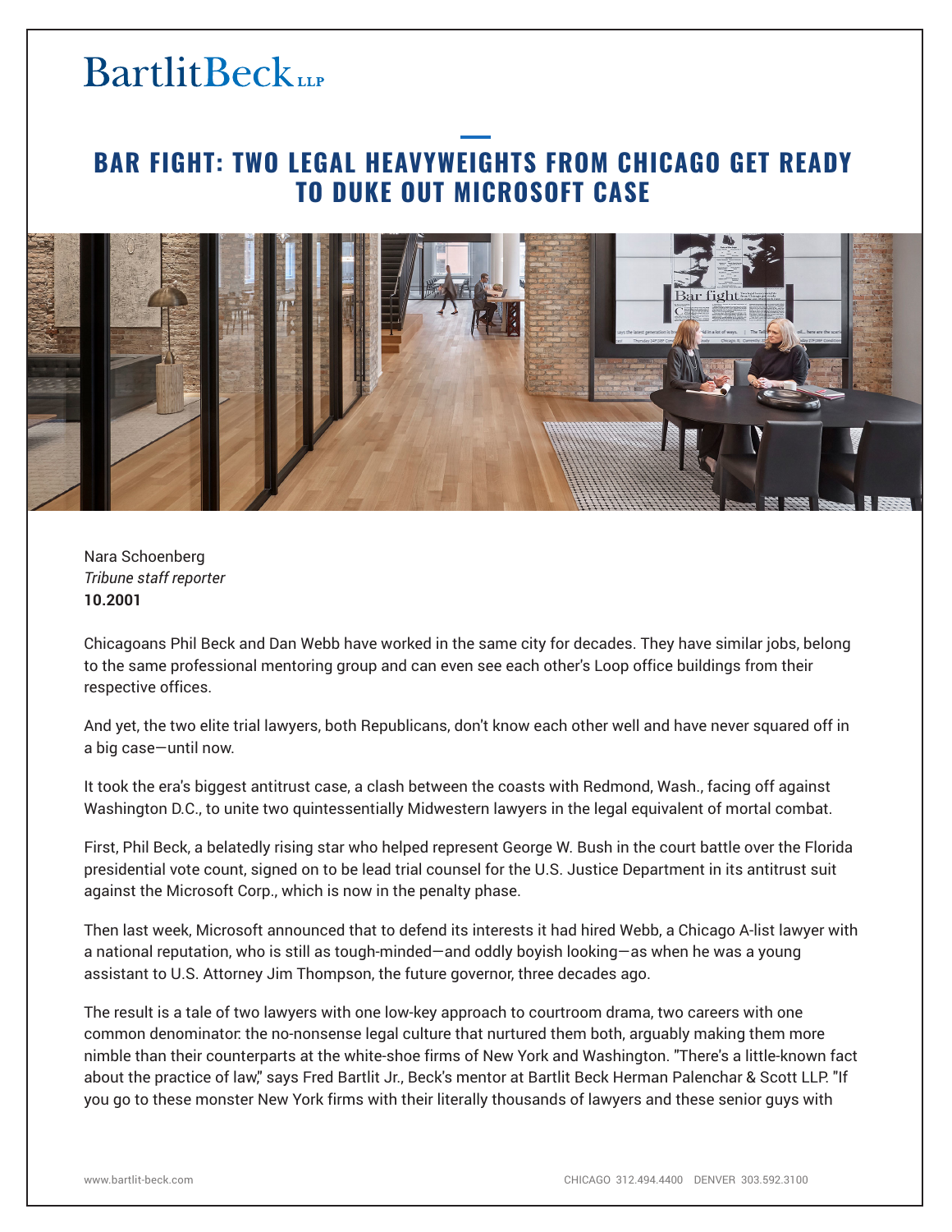# BAR FIGHT: TWO LEGAL HEAVYWEIGHTS FROM CHICAGO GET READY TO DUKE OUT MICROSOFT CASE

Nara Schoenberg
*Tribune staff reporter*
**10.2001**

Chicagoans Phil Beck and Dan Webb have worked in the same city for decades. They have similar jobs, belong to the same professional mentoring group and can even see each other's Loop office buildings from their respective offices.

And yet, the two elite trial lawyers, both Republicans, don't know each other well and have never squared off in a big case—until now.

It took the era's biggest antitrust case, a clash between the coasts with Redmond, Wash., facing off against Washington D.C., to unite two quintessentially Midwestern lawyers in the legal equivalent of mortal combat.

First, Phil Beck, a belatedly rising star who helped represent George W. Bush in the court battle over the Florida presidential vote count, signed on to be lead trial counsel for the U.S. Justice Department in its antitrust suit against the Microsoft Corp., which is now in the penalty phase.

Then last week, Microsoft announced that to defend its interests it had hired Webb, a Chicago A-list lawyer with a national reputation, who is still as tough-minded—and oddly boyish looking—as when he was a young assistant to U.S. Attorney Jim Thompson, the future governor, three decades ago.

The result is a tale of two lawyers with one low-key approach to courtroom drama, two careers with one common denominator: the no-nonsense legal culture that nurtured them both, arguably making them more nimble than their counterparts at the white-shoe firms of New York and Washington. "There's a little-known fact about the practice of law," says Fred Bartlit Jr., Beck's mentor at Bartlit Beck Herman Palenchar & Scott LLP. "If you go to these monster New York firms with their literally thousands of lawyers and these senior guys with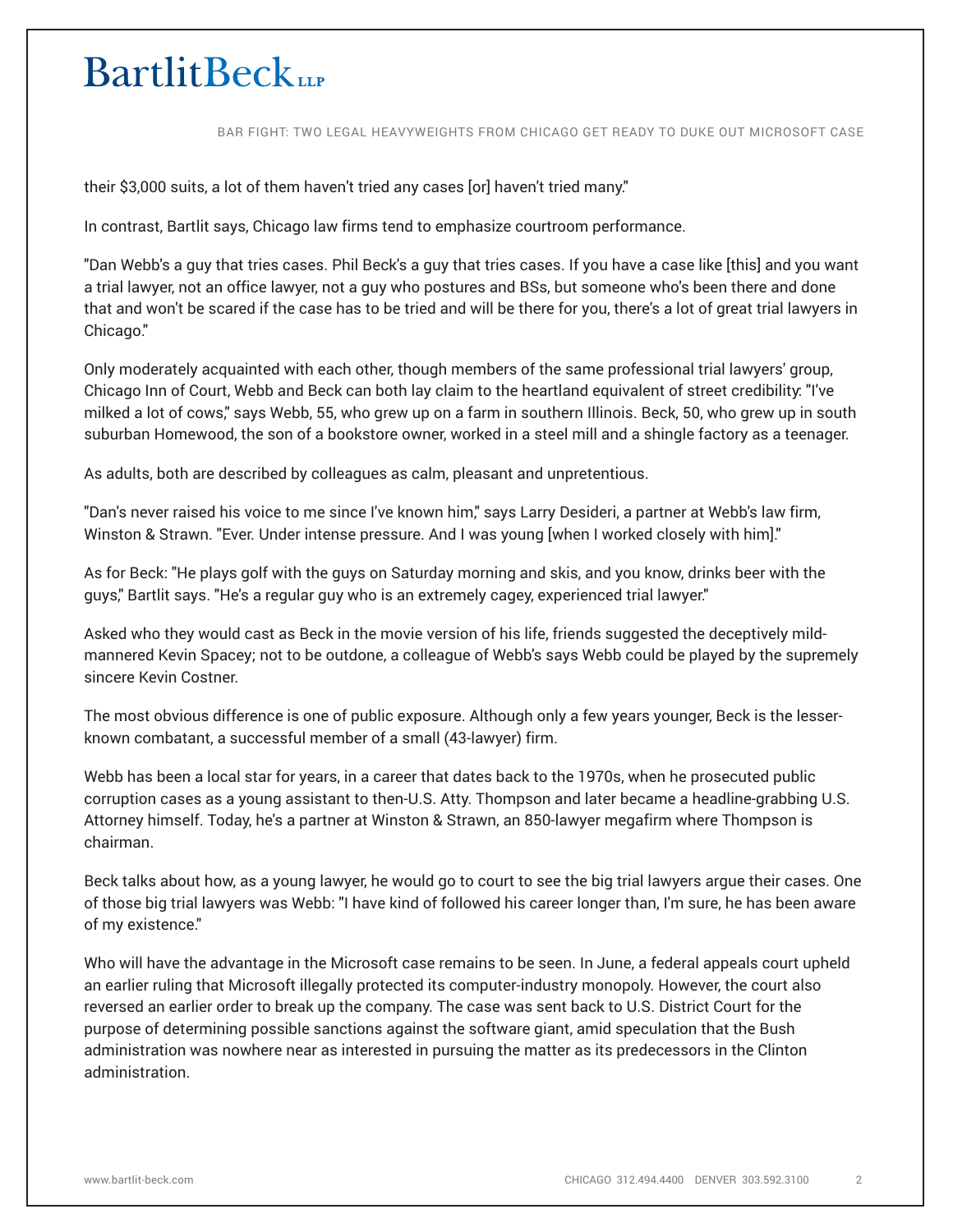their $3,000 suits, a lot of them haven't tried any cases [or] haven't tried many."

In contrast, Bartlit says, Chicago law firms tend to emphasize courtroom performance.

"Dan Webb's a guy that tries cases. Phil Beck's a guy that tries cases. If you have a case like [this] and you want a trial lawyer, not an office lawyer, not a guy who postures and BSs, but someone who's been there and done that and won't be scared if the case has to be tried and will be there for you, there's a lot of great trial lawyers in Chicago."

Only moderately acquainted with each other, though members of the same professional trial lawyers' group, Chicago Inn of Court, Webb and Beck can both lay claim to the heartland equivalent of street credibility: "I've milked a lot of cows," says Webb, 55, who grew up on a farm in southern Illinois. Beck, 50, who grew up in south suburban Homewood, the son of a bookstore owner, worked in a steel mill and a shingle factory as a teenager.

As adults, both are described by colleagues as calm, pleasant and unpretentious.

"Dan's never raised his voice to me since I've known him," says Larry Desideri, a partner at Webb's law firm, Winston & Strawn. "Ever. Under intense pressure. And I was young [when I worked closely with him]."

As for Beck: "He plays golf with the guys on Saturday morning and skis, and you know, drinks beer with the guys," Bartlit says. "He's a regular guy who is an extremely cagey, experienced trial lawyer."

Asked who they would cast as Beck in the movie version of his life, friends suggested the deceptively mild-mannered Kevin Spacey; not to be outdone, a colleague of Webb's says Webb could be played by the supremely sincere Kevin Costner.

The most obvious difference is one of public exposure. Although only a few years younger, Beck is the lesser-known combatant, a successful member of a small (43-lawyer) firm.

Webb has been a local star for years, in a career that dates back to the 1970s, when he prosecuted public corruption cases as a young assistant to then-U.S. Atty. Thompson and later became a headline-grabbing U.S. Attorney himself. Today, he's a partner at Winston & Strawn, an 850-lawyer megafirm where Thompson is chairman.

Beck talks about how, as a young lawyer, he would go to court to see the big trial lawyers argue their cases. One of those big trial lawyers was Webb: "I have kind of followed his career longer than, I'm sure, he has been aware of my existence."

Who will have the advantage in the Microsoft case remains to be seen. In June, a federal appeals court upheld an earlier ruling that Microsoft illegally protected its computer-industry monopoly. However, the court also reversed an earlier order to break up the company. The case was sent back to U.S. District Court for the purpose of determining possible sanctions against the software giant, amid speculation that the Bush administration was nowhere near as interested in pursuing the matter as its predecessors in the Clinton administration.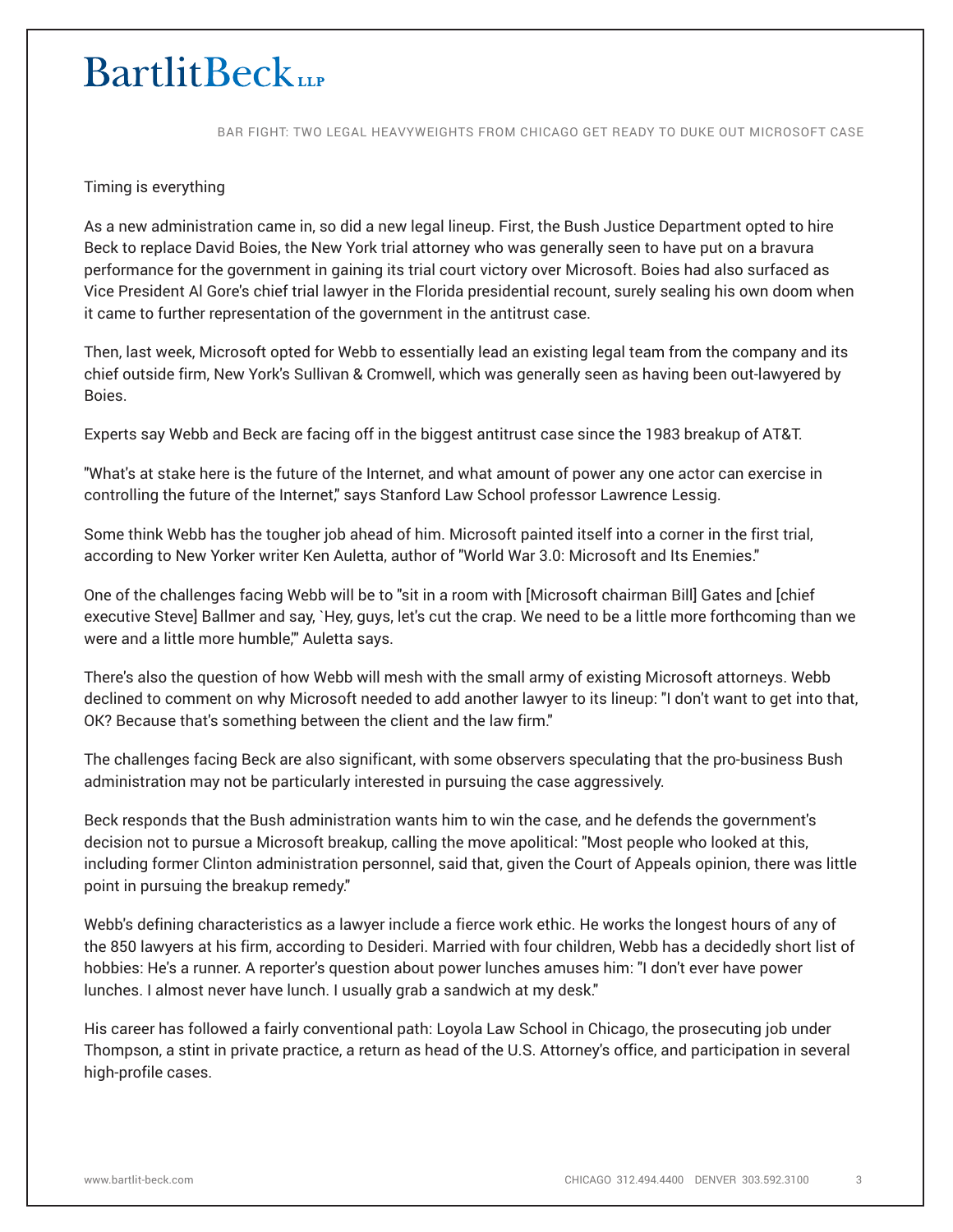Timing is everything

As a new administration came in, so did a new legal lineup. First, the Bush Justice Department opted to hire Beck to replace David Boies, the New York trial attorney who was generally seen to have put on a bravura performance for the government in gaining its trial court victory over Microsoft. Boies had also surfaced as Vice President Al Gore's chief trial lawyer in the Florida presidential recount, surely sealing his own doom when it came to further representation of the government in the antitrust case.

Then, last week, Microsoft opted for Webb to essentially lead an existing legal team from the company and its chief outside firm, New York's Sullivan & Cromwell, which was generally seen as having been out-lawyered by Boies.

Experts say Webb and Beck are facing off in the biggest antitrust case since the 1983 breakup of AT&T.

"What's at stake here is the future of the Internet, and what amount of power any one actor can exercise in controlling the future of the Internet," says Stanford Law School professor Lawrence Lessig.

Some think Webb has the tougher job ahead of him. Microsoft painted itself into a corner in the first trial, according to New Yorker writer Ken Auletta, author of "World War 3.0: Microsoft and Its Enemies."

One of the challenges facing Webb will be to "sit in a room with [Microsoft chairman Bill] Gates and [chief executive Steve] Ballmer and say, `Hey, guys, let's cut the crap. We need to be a little more forthcoming than we were and a little more humble,'" Auletta says.

There's also the question of how Webb will mesh with the small army of existing Microsoft attorneys. Webb declined to comment on why Microsoft needed to add another lawyer to its lineup: "I don't want to get into that, OK? Because that's something between the client and the law firm."

The challenges facing Beck are also significant, with some observers speculating that the pro-business Bush administration may not be particularly interested in pursuing the case aggressively.

Beck responds that the Bush administration wants him to win the case, and he defends the government's decision not to pursue a Microsoft breakup, calling the move apolitical: "Most people who looked at this, including former Clinton administration personnel, said that, given the Court of Appeals opinion, there was little point in pursuing the breakup remedy."

Webb's defining characteristics as a lawyer include a fierce work ethic. He works the longest hours of any of the 850 lawyers at his firm, according to Desideri. Married with four children, Webb has a decidedly short list of hobbies: He's a runner. A reporter's question about power lunches amuses him: "I don't ever have power lunches. I almost never have lunch. I usually grab a sandwich at my desk."

His career has followed a fairly conventional path: Loyola Law School in Chicago, the prosecuting job under Thompson, a stint in private practice, a return as head of the U.S. Attorney's office, and participation in several high-profile cases.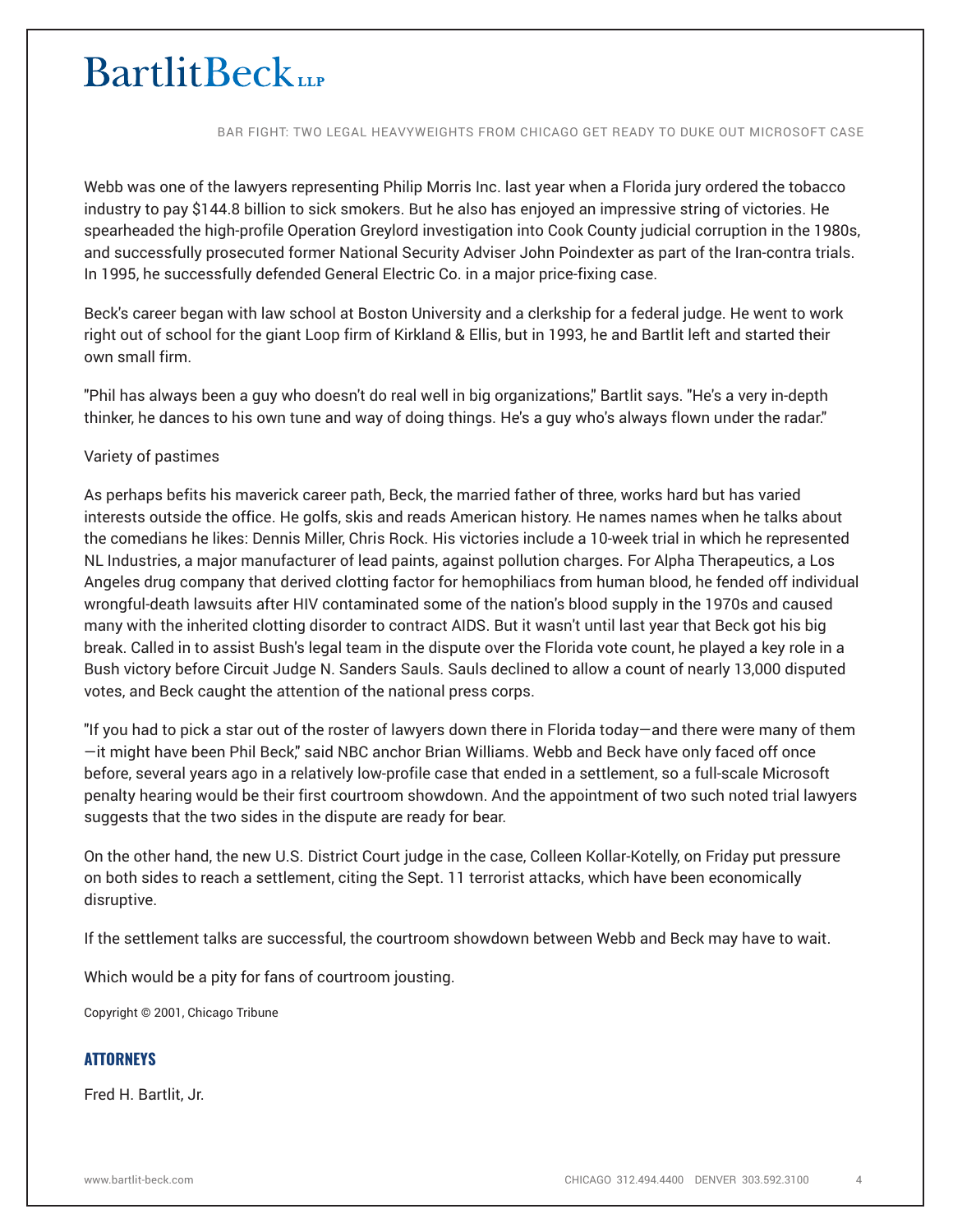Webb was one of the lawyers representing Philip Morris Inc. last year when a Florida jury ordered the tobacco industry to pay $144.8 billion to sick smokers. But he also has enjoyed an impressive string of victories. He spearheaded the high-profile Operation Greylord investigation into Cook County judicial corruption in the 1980s, and successfully prosecuted former National Security Adviser John Poindexter as part of the Iran-contra trials. In 1995, he successfully defended General Electric Co. in a major price-fixing case.

Beck's career began with law school at Boston University and a clerkship for a federal judge. He went to work right out of school for the giant Loop firm of Kirkland & Ellis, but in 1993, he and Bartlit left and started their own small firm.

"Phil has always been a guy who doesn't do real well in big organizations," Bartlit says. "He's a very in-depth thinker, he dances to his own tune and way of doing things. He's a guy who's always flown under the radar."

Variety of pastimes

As perhaps befits his maverick career path, Beck, the married father of three, works hard but has varied interests outside the office. He golfs, skis and reads American history. He names names when he talks about the comedians he likes: Dennis Miller, Chris Rock. His victories include a 10-week trial in which he represented NL Industries, a major manufacturer of lead paints, against pollution charges. For Alpha Therapeutics, a Los Angeles drug company that derived clotting factor for hemophiliacs from human blood, he fended off individual wrongful-death lawsuits after HIV contaminated some of the nation's blood supply in the 1970s and caused many with the inherited clotting disorder to contract AIDS. But it wasn't until last year that Beck got his big break. Called in to assist Bush's legal team in the dispute over the Florida vote count, he played a key role in a Bush victory before Circuit Judge N. Sanders Sauls. Sauls declined to allow a count of nearly 13,000 disputed votes, and Beck caught the attention of the national press corps.

"If you had to pick a star out of the roster of lawyers down there in Florida today—and there were many of them—it might have been Phil Beck," said NBC anchor Brian Williams. Webb and Beck have only faced off once before, several years ago in a relatively low-profile case that ended in a settlement, so a full-scale Microsoft penalty hearing would be their first courtroom showdown. And the appointment of two such noted trial lawyers suggests that the two sides in the dispute are ready for bear.

On the other hand, the new U.S. District Court judge in the case, Colleen Kollar-Kotelly, on Friday put pressure on both sides to reach a settlement, citing the Sept. 11 terrorist attacks, which have been economically disruptive.

If the settlement talks are successful, the courtroom showdown between Webb and Beck may have to wait.

Which would be a pity for fans of courtroom jousting.

Copyright © 2001, Chicago Tribune

## ATTORNEYS

Fred H. Bartlit, Jr.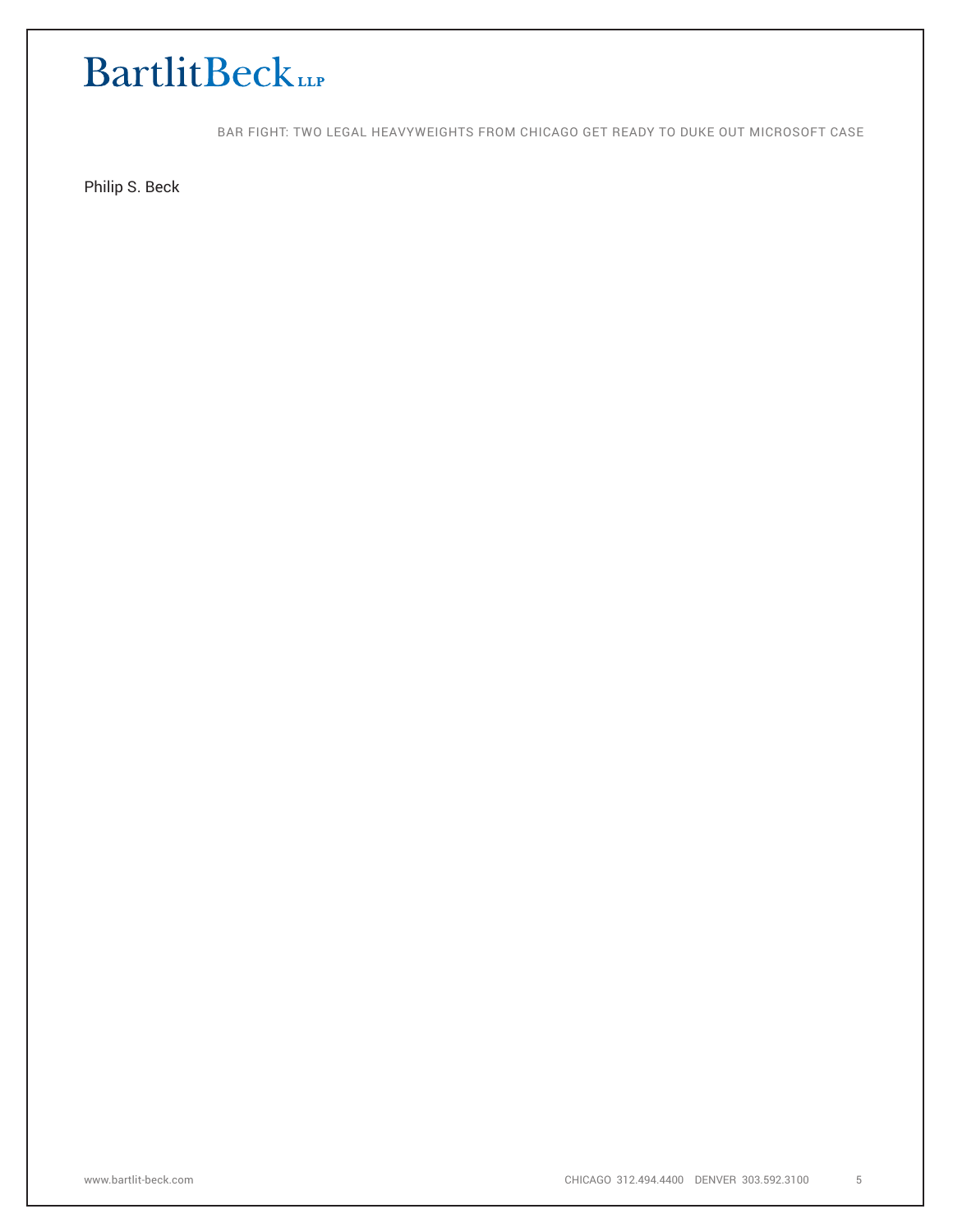Philip S. Beck